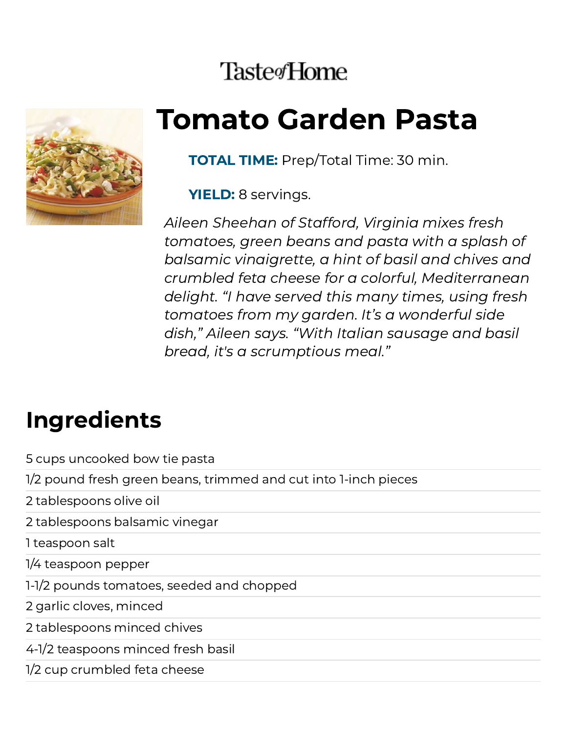Taste of Home

# Tomato Garden Pasta

**TOTAL TIME:** Prep/Total Time: 30 min.

**YIELD:** 8 servings.

*Aileen Sheehan of Stafford, Virginia mixes fresh tomatoes, green beans and pasta with a splash of balsamic vinaigrette, a hint of basil and chives and crumbled feta cheese for a colorful, Mediterranean delight. "I have served this many times, using fresh tomatoes from my garden. It's a wonderful side dish," Aileen says. "With Italian sausage and basil bread, it's a scrumptious meal."*

## Ingredients

5 cups uncooked bow tie pasta

1/2 pound fresh green beans, trimmed and cut into 1-inch pieces

2 tablespoons olive oil

2 tablespoons balsamic vinegar

1 teaspoon salt

1/4 teaspoon pepper

1-1/2 pounds tomatoes, seeded and chopped

2 garlic cloves, minced

2 tablespoons minced chives

4-1/2 teaspoons minced fresh basil

1/2 cup crumbled feta cheese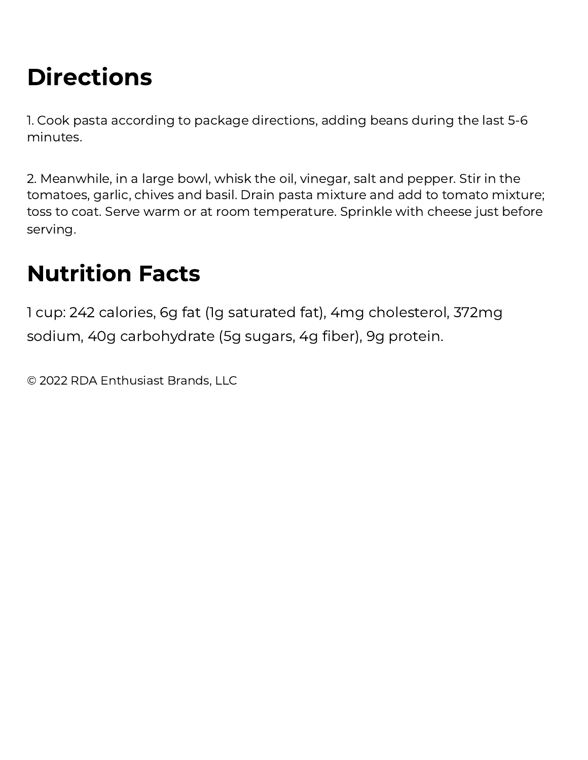## Directions

1. Cook pasta according to package directions, adding beans during the last 5-6 minutes.

2. Meanwhile, in a large bowl, whisk the oil, vinegar, salt and pepper. Stir in the tomatoes, garlic, chives and basil. Drain pasta mixture and add to tomato mixture; toss to coat. Serve warm or at room temperature. Sprinkle with cheese just before serving.

## Nutrition Facts

1 cup: 242 calories, 6g fat (1g saturated fat), 4mg cholesterol, 372mg sodium, 40g carbohydrate (5g sugars, 4g fiber), 9g protein.

© 2022 RDA Enthusiast Brands, LLC